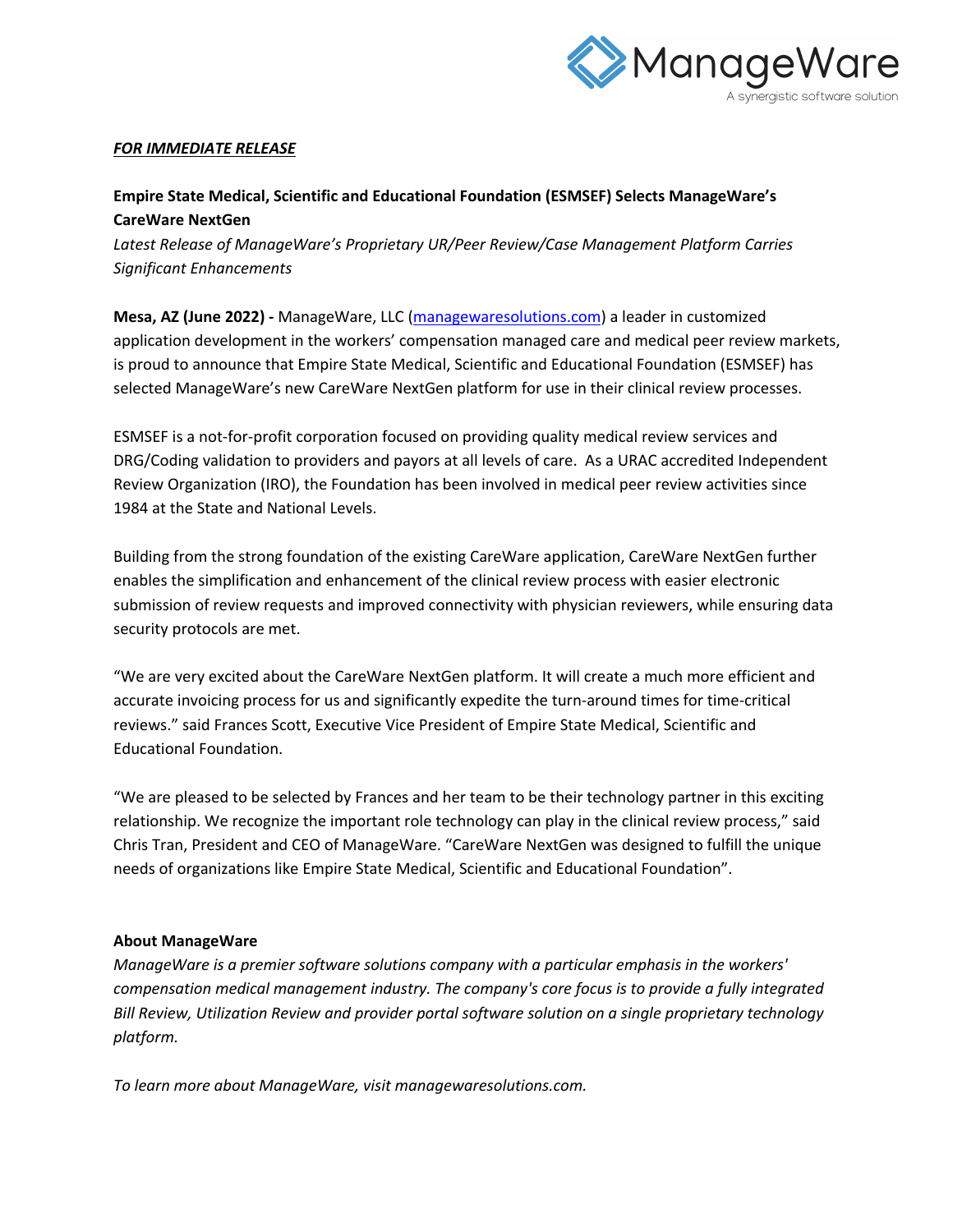ManageWare

A synergistic software solution

***FOR IMMEDIATE RELEASE***

**Empire State Medical, Scientific and Educational Foundation (ESMSEF) Selects ManageWare's CareWare NextGen**

*Latest Release of ManageWare's Proprietary UR/Peer Review/Case Management Platform Carries Significant Enhancements*

**Mesa, AZ (June 2022) -** ManageWare, LLC (managewaresolutions.com) a leader in customized application development in the workers' compensation managed care and medical peer review markets, is proud to announce that Empire State Medical, Scientific and Educational Foundation (ESMSEF) has selected ManageWare's new CareWare NextGen platform for use in their clinical review processes.

ESMSEF is a not-for-profit corporation focused on providing quality medical review services and DRG/Coding validation to providers and payors at all levels of care. As a URAC accredited Independent Review Organization (IRO), the Foundation has been involved in medical peer review activities since 1984 at the State and National Levels.

Building from the strong foundation of the existing CareWare application, CareWare NextGen further enables the simplification and enhancement of the clinical review process with easier electronic submission of review requests and improved connectivity with physician reviewers, while ensuring data security protocols are met.

"We are very excited about the CareWare NextGen platform. It will create a much more efficient and accurate invoicing process for us and significantly expedite the turn-around times for time-critical reviews." said Frances Scott, Executive Vice President of Empire State Medical, Scientific and Educational Foundation.

"We are pleased to be selected by Frances and her team to be their technology partner in this exciting relationship. We recognize the important role technology can play in the clinical review process," said Chris Tran, President and CEO of ManageWare. "CareWare NextGen was designed to fulfill the unique needs of organizations like Empire State Medical, Scientific and Educational Foundation".

**About ManageWare**

*ManageWare is a premier software solutions company with a particular emphasis in the workers' compensation medical management industry. The company's core focus is to provide a fully integrated Bill Review, Utilization Review and provider portal software solution on a single proprietary technology platform.*

*To learn more about ManageWare, visit managewaresolutions.com.*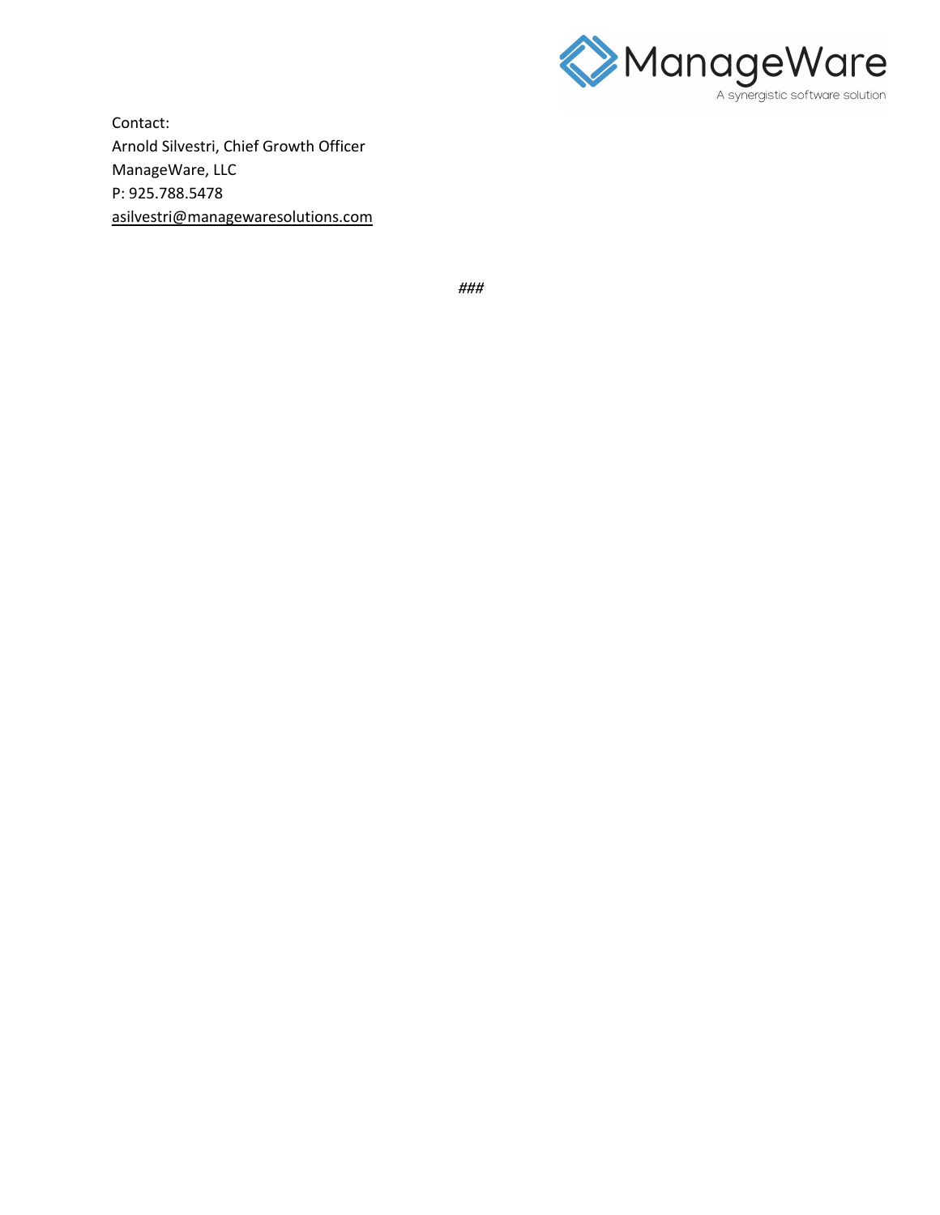Contact:
Arnold Silvestri, Chief Growth Officer
ManageWare, LLC
P: 925.788.5478
asilvestri@managewaresolutions.com

###